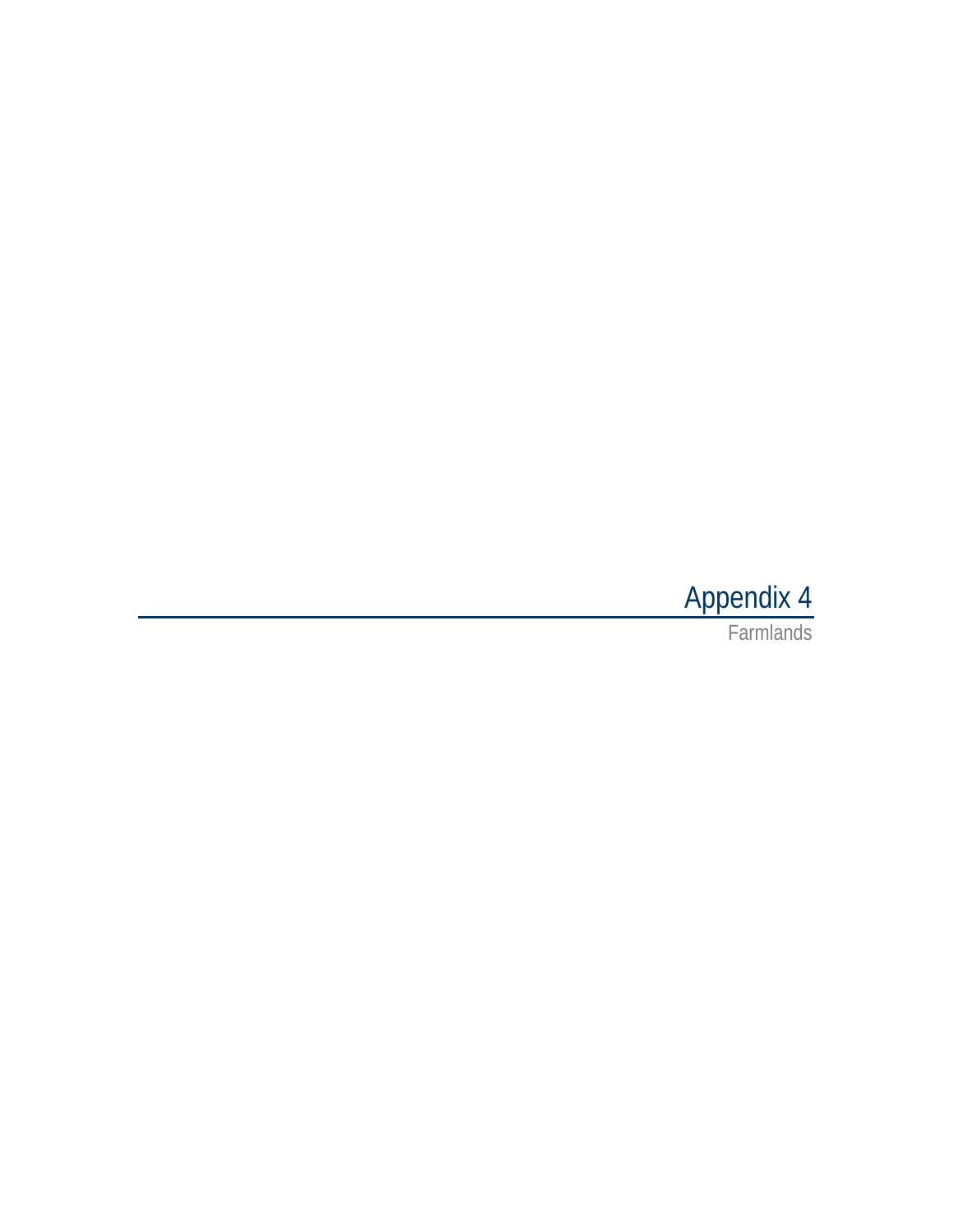# Appendix 4

Farmlands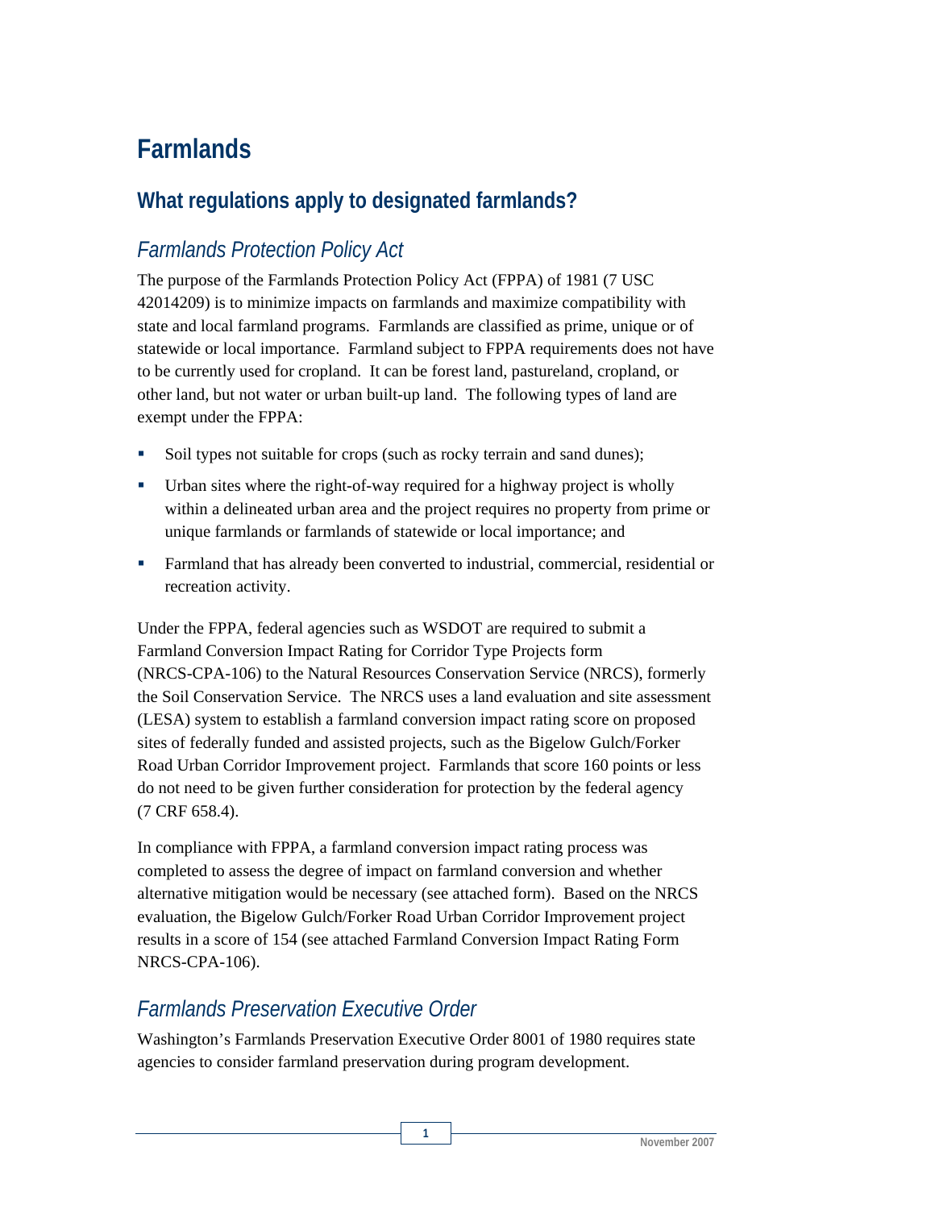# Farmlands

## What regulations apply to designated farmlands?

### *Farmlands Protection Policy Act*

The purpose of the Farmlands Protection Policy Act (FPPA) of 1981 (7 USC 42014209) is to minimize impacts on farmlands and maximize compatibility with state and local farmland programs. Farmlands are classified as prime, unique or of statewide or local importance. Farmland subject to FPPA requirements does not have to be currently used for cropland. It can be forest land, pastureland, cropland, or other land, but not water or urban built-up land. The following types of land are exempt under the FPPA:

- Soil types not suitable for crops (such as rocky terrain and sand dunes);
- Urban sites where the right-of-way required for a highway project is wholly within a delineated urban area and the project requires no property from prime or unique farmlands or farmlands of statewide or local importance; and
- Farmland that has already been converted to industrial, commercial, residential or recreation activity.

Under the FPPA, federal agencies such as WSDOT are required to submit a Farmland Conversion Impact Rating for Corridor Type Projects form (NRCS-CPA-106) to the Natural Resources Conservation Service (NRCS), formerly the Soil Conservation Service. The NRCS uses a land evaluation and site assessment (LESA) system to establish a farmland conversion impact rating score on proposed sites of federally funded and assisted projects, such as the Bigelow Gulch/Forker Road Urban Corridor Improvement project. Farmlands that score 160 points or less do not need to be given further consideration for protection by the federal agency (7 CRF 658.4).

In compliance with FPPA, a farmland conversion impact rating process was completed to assess the degree of impact on farmland conversion and whether alternative mitigation would be necessary (see attached form). Based on the NRCS evaluation, the Bigelow Gulch/Forker Road Urban Corridor Improvement project results in a score of 154 (see attached Farmland Conversion Impact Rating Form NRCS-CPA-106).

### *Farmlands Preservation Executive Order*

Washington's Farmlands Preservation Executive Order 8001 of 1980 requires state agencies to consider farmland preservation during program development.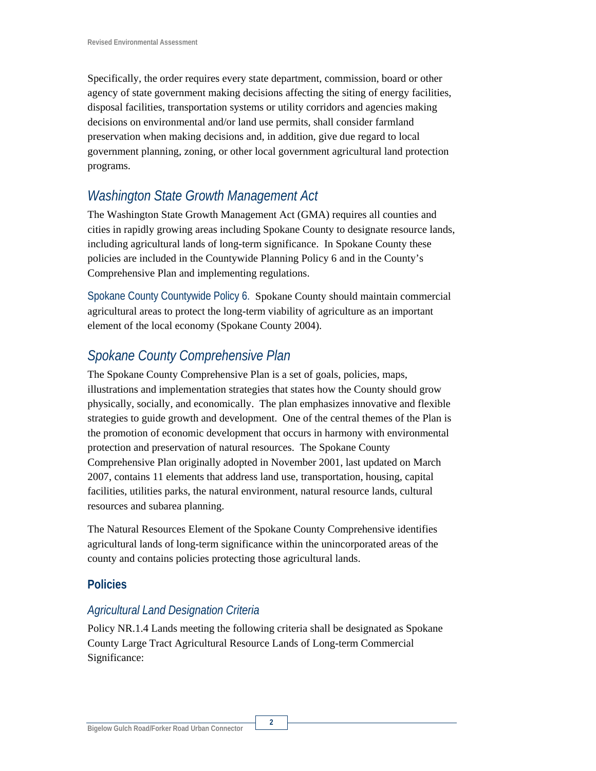Specifically, the order requires every state department, commission, board or other agency of state government making decisions affecting the siting of energy facilities, disposal facilities, transportation systems or utility corridors and agencies making decisions on environmental and/or land use permits, shall consider farmland preservation when making decisions and, in addition, give due regard to local government planning, zoning, or other local government agricultural land protection programs.

## *Washington State Growth Management Act*

The Washington State Growth Management Act (GMA) requires all counties and cities in rapidly growing areas including Spokane County to designate resource lands, including agricultural lands of long-term significance. In Spokane County these policies are included in the Countywide Planning Policy 6 and in the County's Comprehensive Plan and implementing regulations.

Spokane County Countywide Policy 6. Spokane County should maintain commercial agricultural areas to protect the long-term viability of agriculture as an important element of the local economy (Spokane County 2004).

## *Spokane County Comprehensive Plan*

The Spokane County Comprehensive Plan is a set of goals, policies, maps, illustrations and implementation strategies that states how the County should grow physically, socially, and economically. The plan emphasizes innovative and flexible strategies to guide growth and development. One of the central themes of the Plan is the promotion of economic development that occurs in harmony with environmental protection and preservation of natural resources. The Spokane County Comprehensive Plan originally adopted in November 2001, last updated on March 2007, contains 11 elements that address land use, transportation, housing, capital facilities, utilities parks, the natural environment, natural resource lands, cultural resources and subarea planning.

The Natural Resources Element of the Spokane County Comprehensive identifies agricultural lands of long-term significance within the unincorporated areas of the county and contains policies protecting those agricultural lands.

### **Policies**

#### *Agricultural Land Designation Criteria*

Policy NR.1.4 Lands meeting the following criteria shall be designated as Spokane County Large Tract Agricultural Resource Lands of Long-term Commercial Significance: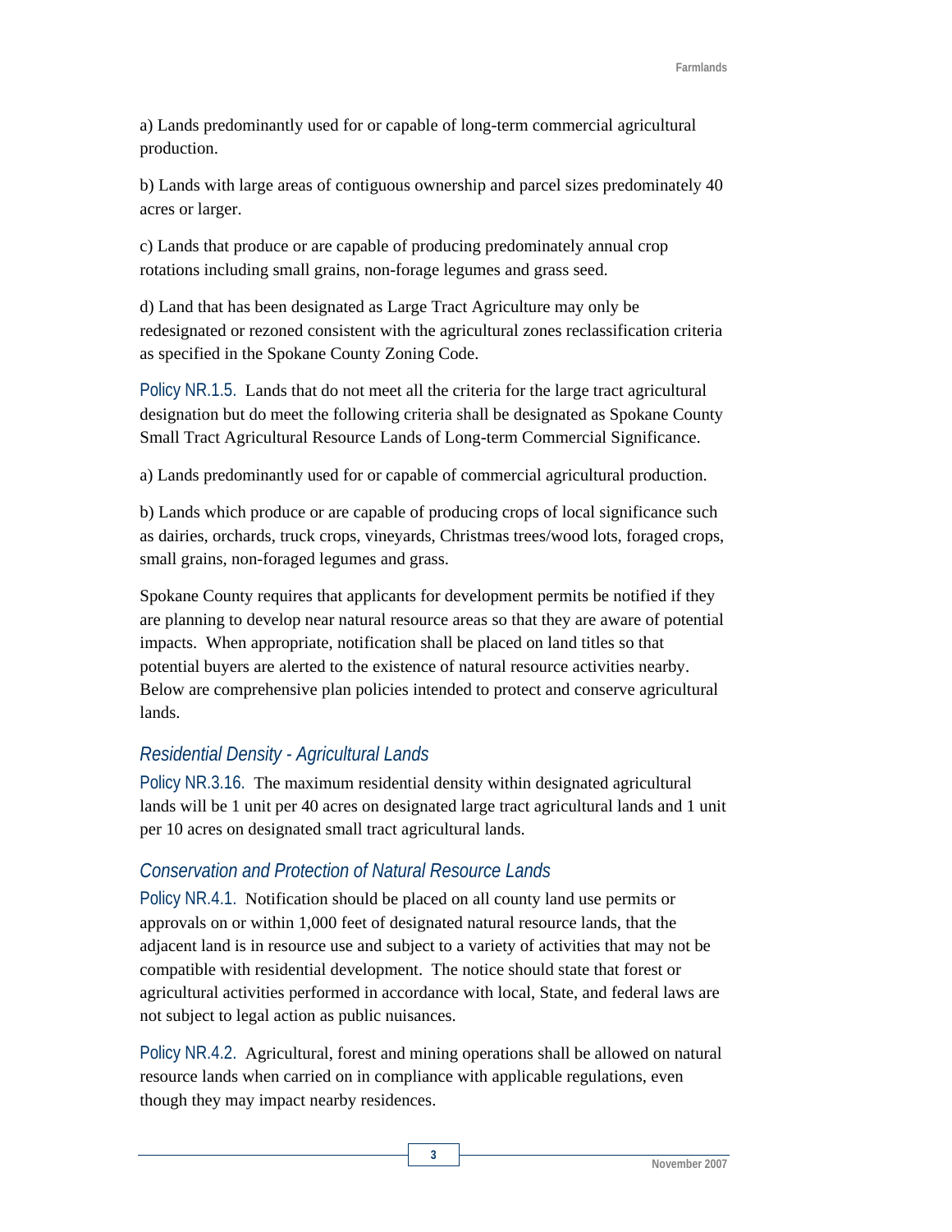a) Lands predominantly used for or capable of long-term commercial agricultural production.

b) Lands with large areas of contiguous ownership and parcel sizes predominately 40 acres or larger.

c) Lands that produce or are capable of producing predominately annual crop rotations including small grains, non-forage legumes and grass seed.

d) Land that has been designated as Large Tract Agriculture may only be redesignated or rezoned consistent with the agricultural zones reclassification criteria as specified in the Spokane County Zoning Code.

Policy NR.1.5. Lands that do not meet all the criteria for the large tract agricultural designation but do meet the following criteria shall be designated as Spokane County Small Tract Agricultural Resource Lands of Long-term Commercial Significance.

a) Lands predominantly used for or capable of commercial agricultural production.

b) Lands which produce or are capable of producing crops of local significance such as dairies, orchards, truck crops, vineyards, Christmas trees/wood lots, foraged crops, small grains, non-foraged legumes and grass.

Spokane County requires that applicants for development permits be notified if they are planning to develop near natural resource areas so that they are aware of potential impacts. When appropriate, notification shall be placed on land titles so that potential buyers are alerted to the existence of natural resource activities nearby. Below are comprehensive plan policies intended to protect and conserve agricultural lands.

### *Residential Density - Agricultural Lands*

Policy NR.3.16. The maximum residential density within designated agricultural lands will be 1 unit per 40 acres on designated large tract agricultural lands and 1 unit per 10 acres on designated small tract agricultural lands.

### *Conservation and Protection of Natural Resource Lands*

Policy NR.4.1. Notification should be placed on all county land use permits or approvals on or within 1,000 feet of designated natural resource lands, that the adjacent land is in resource use and subject to a variety of activities that may not be compatible with residential development. The notice should state that forest or agricultural activities performed in accordance with local, State, and federal laws are not subject to legal action as public nuisances.

Policy NR.4.2. Agricultural, forest and mining operations shall be allowed on natural resource lands when carried on in compliance with applicable regulations, even though they may impact nearby residences.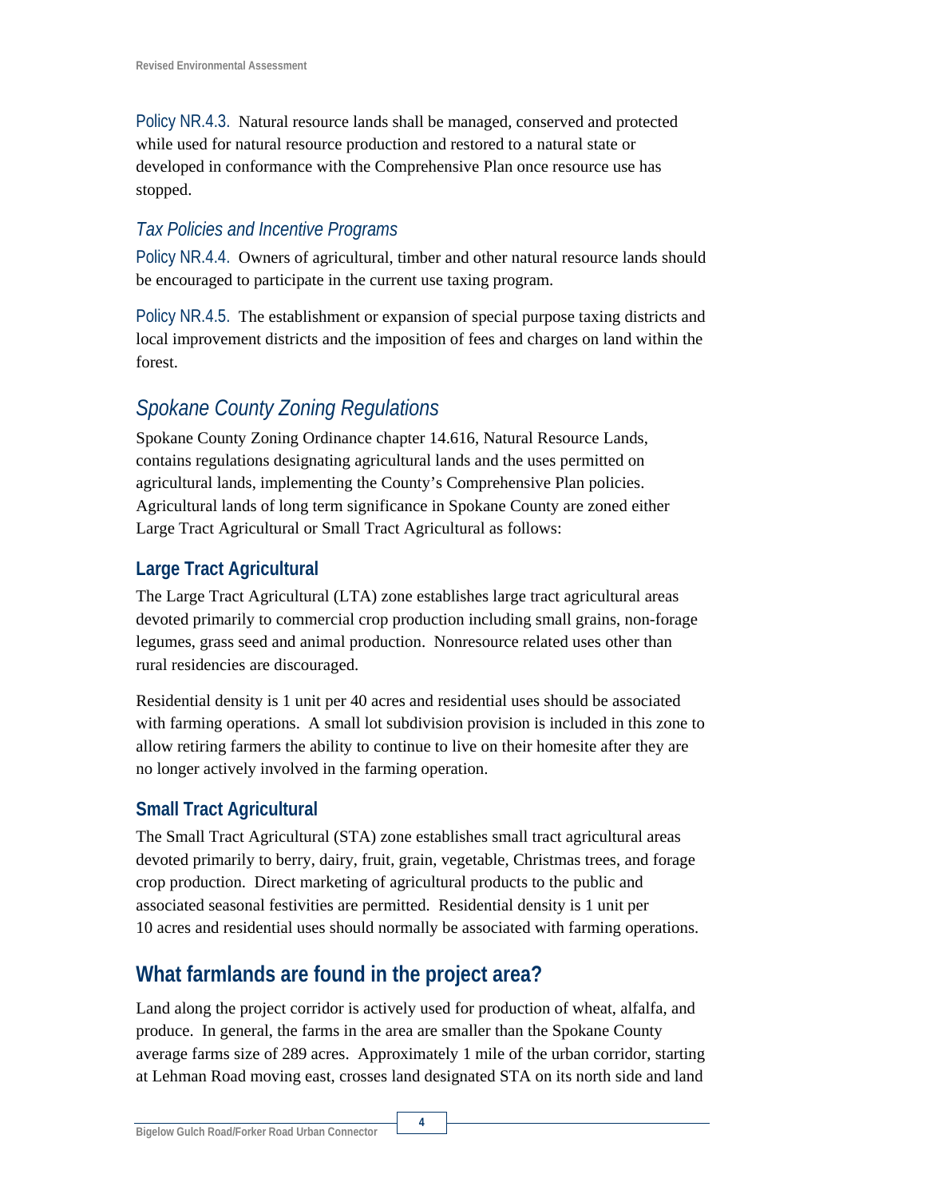Policy NR.4.3. Natural resource lands shall be managed, conserved and protected while used for natural resource production and restored to a natural state or developed in conformance with the Comprehensive Plan once resource use has stopped.

### *Tax Policies and Incentive Programs*

Policy NR.4.4. Owners of agricultural, timber and other natural resource lands should be encouraged to participate in the current use taxing program.

Policy NR.4.5. The establishment or expansion of special purpose taxing districts and local improvement districts and the imposition of fees and charges on land within the forest.

## *Spokane County Zoning Regulations*

Spokane County Zoning Ordinance chapter 14.616, Natural Resource Lands, contains regulations designating agricultural lands and the uses permitted on agricultural lands, implementing the County's Comprehensive Plan policies. Agricultural lands of long term significance in Spokane County are zoned either Large Tract Agricultural or Small Tract Agricultural as follows:

### Large Tract Agricultural

The Large Tract Agricultural (LTA) zone establishes large tract agricultural areas devoted primarily to commercial crop production including small grains, non-forage legumes, grass seed and animal production. Nonresource related uses other than rural residencies are discouraged.

Residential density is 1 unit per 40 acres and residential uses should be associated with farming operations. A small lot subdivision provision is included in this zone to allow retiring farmers the ability to continue to live on their homesite after they are no longer actively involved in the farming operation.

### Small Tract Agricultural

The Small Tract Agricultural (STA) zone establishes small tract agricultural areas devoted primarily to berry, dairy, fruit, grain, vegetable, Christmas trees, and forage crop production. Direct marketing of agricultural products to the public and associated seasonal festivities are permitted. Residential density is 1 unit per 10 acres and residential uses should normally be associated with farming operations.

## What farmlands are found in the project area?

Land along the project corridor is actively used for production of wheat, alfalfa, and produce. In general, the farms in the area are smaller than the Spokane County average farms size of 289 acres. Approximately 1 mile of the urban corridor, starting at Lehman Road moving east, crosses land designated STA on its north side and land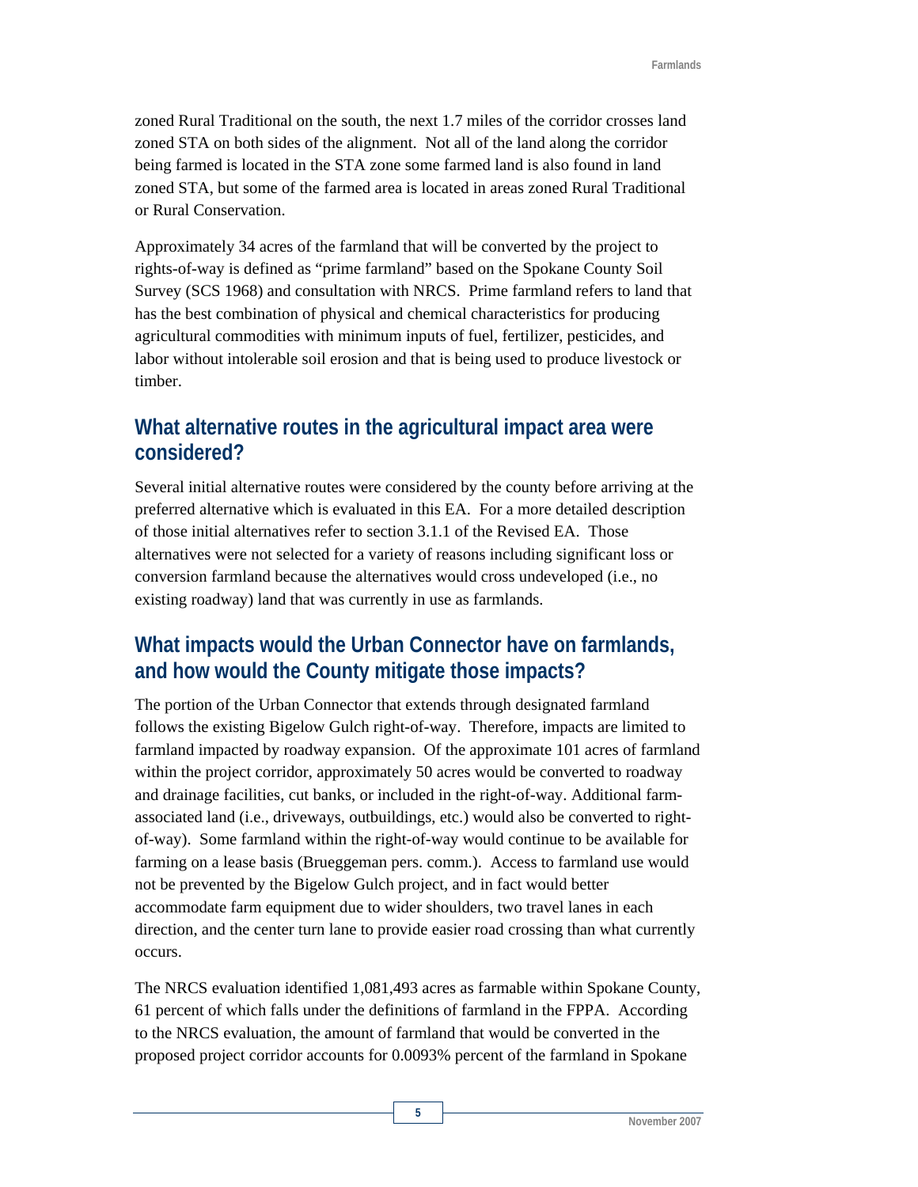zoned Rural Traditional on the south, the next 1.7 miles of the corridor crosses land zoned STA on both sides of the alignment. Not all of the land along the corridor being farmed is located in the STA zone some farmed land is also found in land zoned STA, but some of the farmed area is located in areas zoned Rural Traditional or Rural Conservation.

Approximately 34 acres of the farmland that will be converted by the project to rights-of-way is defined as "prime farmland" based on the Spokane County Soil Survey (SCS 1968) and consultation with NRCS. Prime farmland refers to land that has the best combination of physical and chemical characteristics for producing agricultural commodities with minimum inputs of fuel, fertilizer, pesticides, and labor without intolerable soil erosion and that is being used to produce livestock or timber.

## What alternative routes in the agricultural impact area were considered?

Several initial alternative routes were considered by the county before arriving at the preferred alternative which is evaluated in this EA. For a more detailed description of those initial alternatives refer to section 3.1.1 of the Revised EA. Those alternatives were not selected for a variety of reasons including significant loss or conversion farmland because the alternatives would cross undeveloped (i.e., no existing roadway) land that was currently in use as farmlands.

## What impacts would the Urban Connector have on farmlands, and how would the County mitigate those impacts?

The portion of the Urban Connector that extends through designated farmland follows the existing Bigelow Gulch right-of-way. Therefore, impacts are limited to farmland impacted by roadway expansion. Of the approximate 101 acres of farmland within the project corridor, approximately 50 acres would be converted to roadway and drainage facilities, cut banks, or included in the right-of-way. Additional farm-associated land (i.e., driveways, outbuildings, etc.) would also be converted to right-of-way). Some farmland within the right-of-way would continue to be available for farming on a lease basis (Brueggeman pers. comm.). Access to farmland use would not be prevented by the Bigelow Gulch project, and in fact would better accommodate farm equipment due to wider shoulders, two travel lanes in each direction, and the center turn lane to provide easier road crossing than what currently occurs.

The NRCS evaluation identified 1,081,493 acres as farmable within Spokane County, 61 percent of which falls under the definitions of farmland in the FPPA. According to the NRCS evaluation, the amount of farmland that would be converted in the proposed project corridor accounts for 0.0093% percent of the farmland in Spokane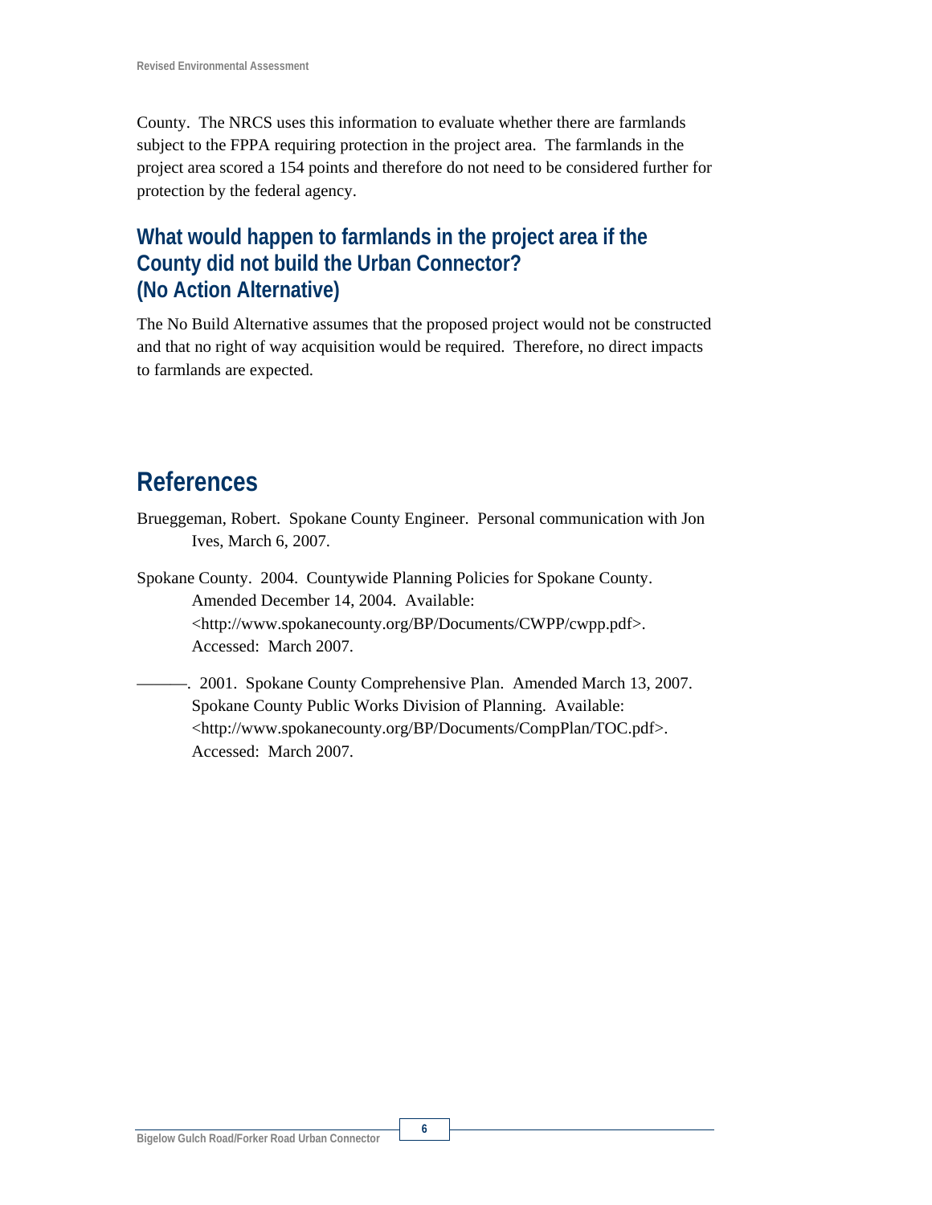County. The NRCS uses this information to evaluate whether there are farmlands subject to the FPPA requiring protection in the project area. The farmlands in the project area scored a 154 points and therefore do not need to be considered further for protection by the federal agency.

### What would happen to farmlands in the project area if the County did not build the Urban Connector? (No Action Alternative)

The No Build Alternative assumes that the proposed project would not be constructed and that no right of way acquisition would be required. Therefore, no direct impacts to farmlands are expected.

## References

Brueggeman, Robert. Spokane County Engineer. Personal communication with Jon Ives, March 6, 2007.

Spokane County. 2004. Countywide Planning Policies for Spokane County. Amended December 14, 2004. Available: <http://www.spokanecounty.org/BP/Documents/CWPP/cwpp.pdf>. Accessed: March 2007.

———. 2001. Spokane County Comprehensive Plan. Amended March 13, 2007. Spokane County Public Works Division of Planning. Available: <http://www.spokanecounty.org/BP/Documents/CompPlan/TOC.pdf>. Accessed: March 2007.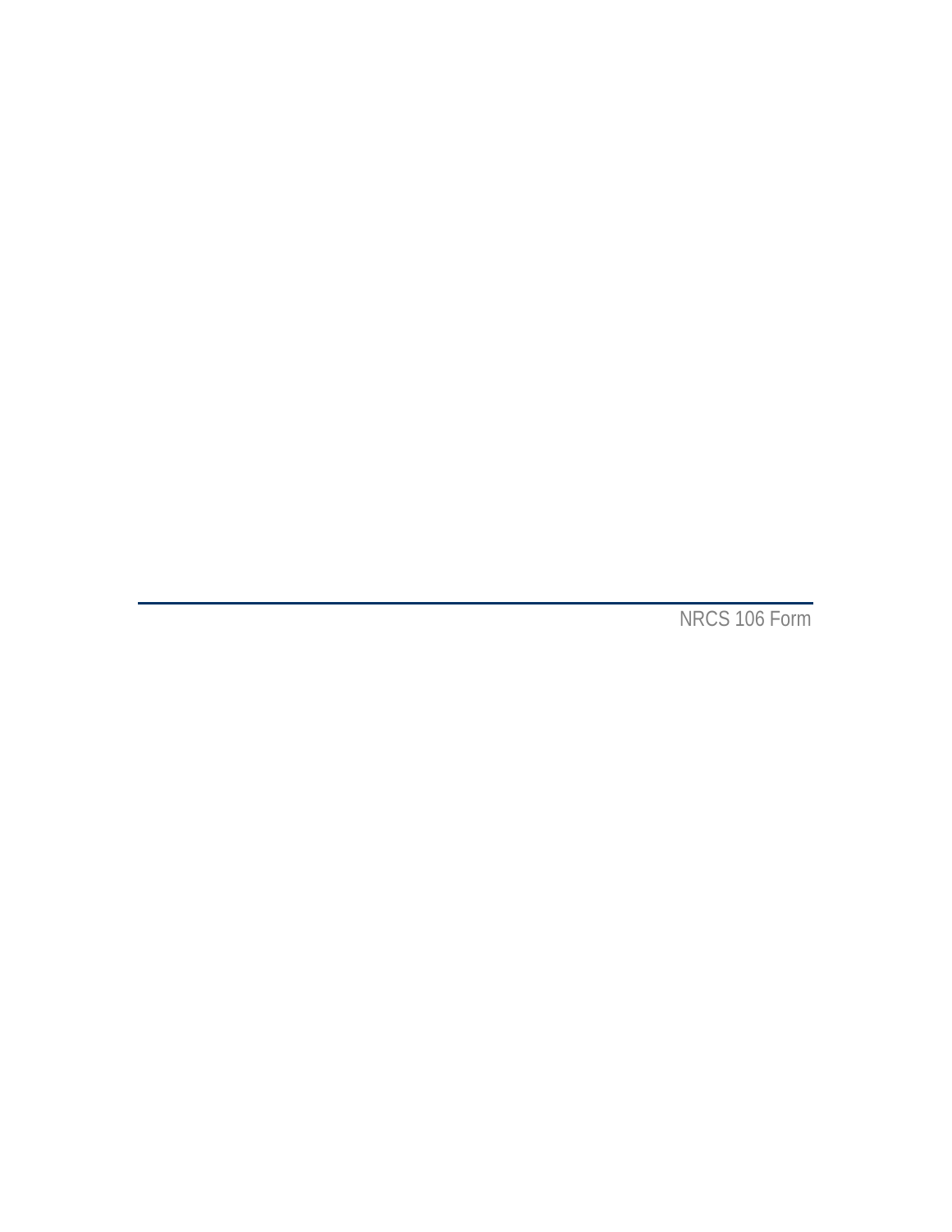# NRCS 106 Form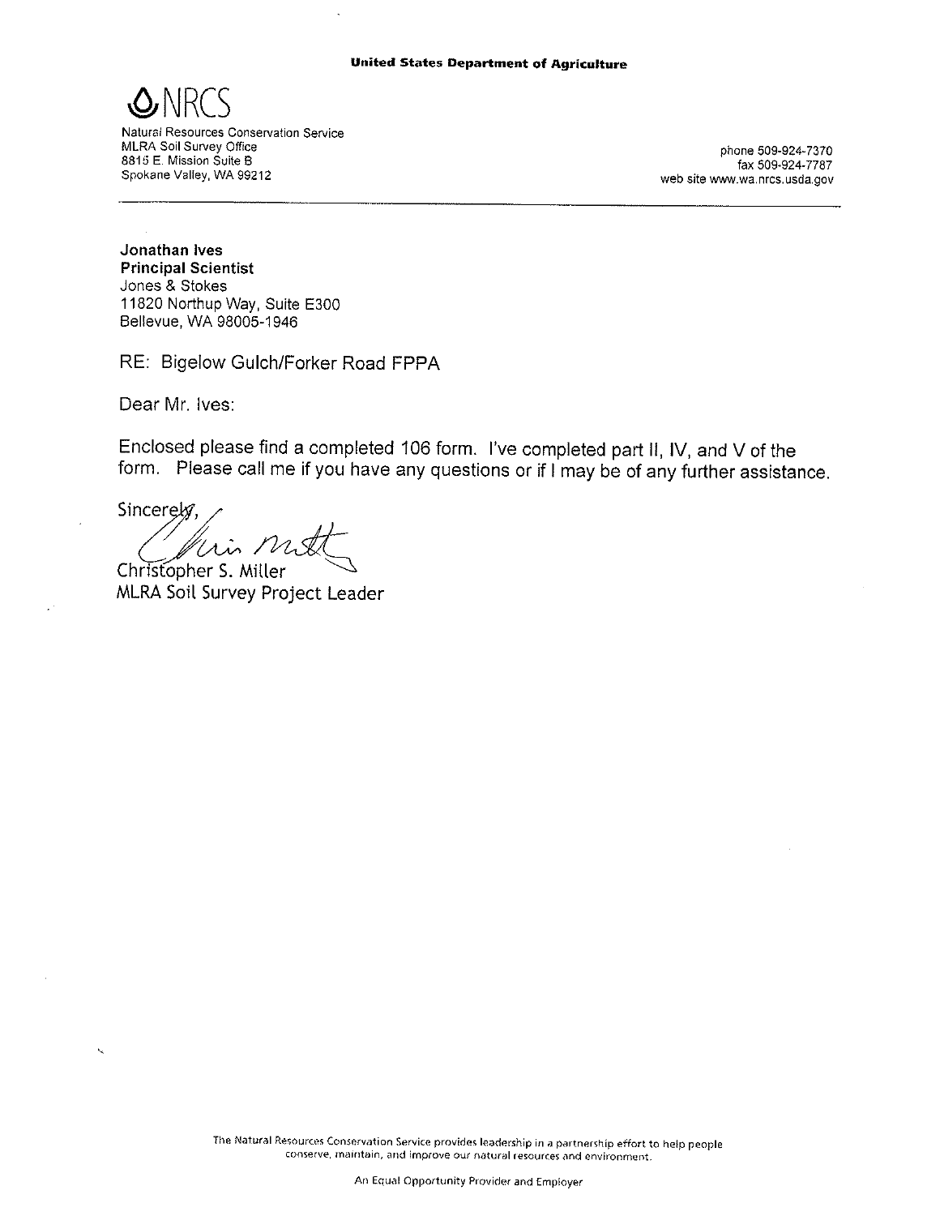**United States Department of Agriculture**

**NRCS**

Natural Resources Conservation Service
MLRA Soil Survey Office
8815 E. Mission Suite B
Spokane Valley, WA 99212

phone 509-924-7370
fax 509-924-7787
web site www.wa.nrcs.usda.gov

---

**Jonathan Ives**
**Principal Scientist**
Jones & Stokes
11820 Northup Way, Suite E300
Bellevue, WA 98005-1946

RE: Bigelow Gulch/Forker Road FPPA

Dear Mr. Ives:

Enclosed please find a completed 106 form. I've completed part II, IV, and V of the form. Please call me if you have any questions or if I may be of any further assistance.

Sincerely,

Christopher S. Miller
MLRA Soil Survey Project Leader

The Natural Resources Conservation Service provides leadership in a partnership effort to help people conserve, maintain, and improve our natural resources and environment.

An Equal Opportunity Provider and Employer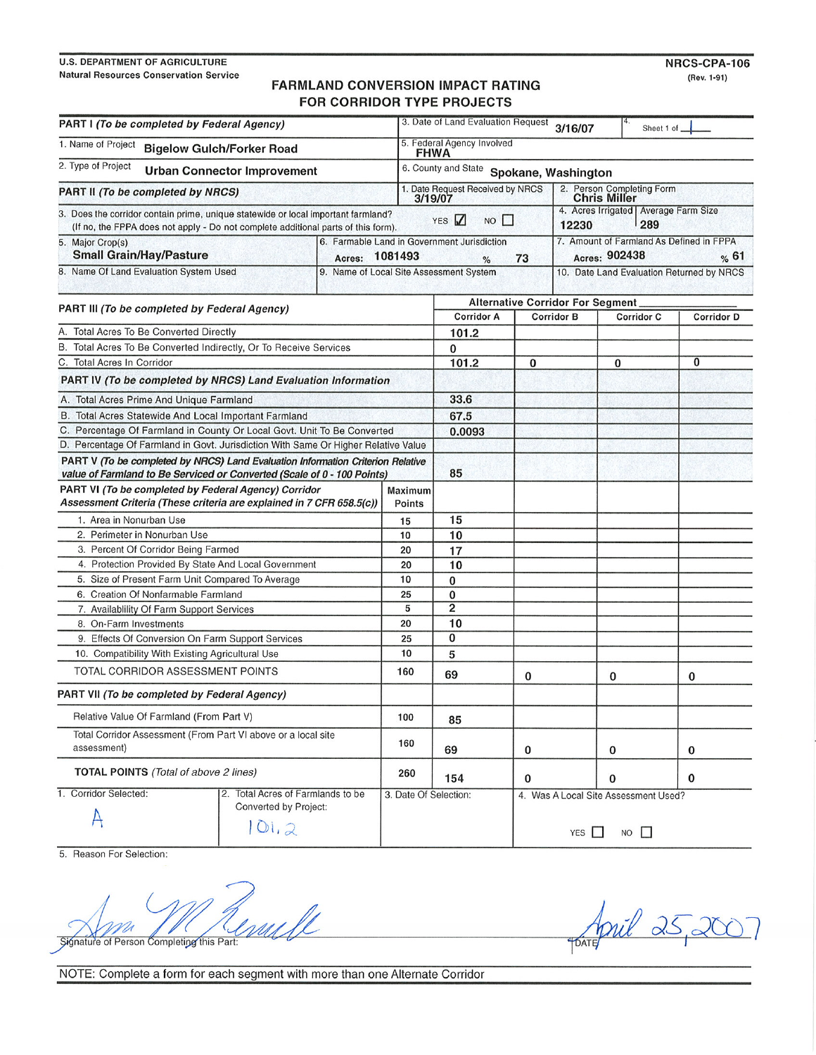U.S. DEPARTMENT OF AGRICULTURE
Natural Resources Conservation Service

NRCS-CPA-106
(Rev. 1-91)

# FARMLAND CONVERSION IMPACT RATING FOR CORRIDOR TYPE PROJECTS

| | | | |
|---|---|---|---|
| **PART I** *(To be completed by Federal Agency)* | 3. Date of Land Evaluation Request 3/16/07 | 4. Sheet 1 of 1 | |
| 1. Name of Project **Bigelow Gulch/Forker Road** | 5. Federal Agency Involved **FHWA** | | |
| 2. Type of Project **Urban Connector Improvement** | 6. County and State **Spokane, Washington** | | |
| **PART II** *(To be completed by NRCS)* | 1. Date Request Received by NRCS **3/19/07** | 2. Person Completing Form **Chris Miller** | |
| 3. Does the corridor contain prime, unique statewide or local important farmland? (If no, the FPPA does not apply - Do not complete additional parts of this form). YES ☑ NO ☐ | | 4. Acres Irrigated **12230** | Average Farm Size **289** |
| 5. Major Crop(s) **Small Grain/Hay/Pasture** | 6. Farmable Land in Government Jurisdiction Acres: **1081493** % **73** | 7. Amount of Farmland As Defined in FPPA Acres: **902438** % **61** | |
| 8. Name Of Land Evaluation System Used | 9. Name of Local Site Assessment System | 10. Date Land Evaluation Returned by NRCS | |

| PART III *(To be completed by Federal Agency)* | Maximum Points | Corridor A | Corridor B | Corridor C | Corridor D |
|---|---|---|---|---|---|
| | | **Alternative Corridor For Segment** | | | |
| A. Total Acres To Be Converted Directly | | 101.2 | | | |
| B. Total Acres To Be Converted Indirectly, Or To Receive Services | | 0 | | | |
| C. Total Acres In Corridor | | 101.2 | 0 | 0 | 0 |
| **PART IV** *(To be completed by NRCS)* **Land Evaluation Information** | | | | | |
| A. Total Acres Prime And Unique Farmland | | 33.6 | | | |
| B. Total Acres Statewide And Local Important Farmland | | 67.5 | | | |
| C. Percentage Of Farmland in County Or Local Govt. Unit To Be Converted | | 0.0093 | | | |
| D. Percentage Of Farmland in Govt. Jurisdiction With Same Or Higher Relative Value | | | | | |
| **PART V** *(To be completed by NRCS) Land Evaluation Information Criterion Relative value of Farmland to Be Serviced or Converted (Scale of 0 - 100 Points)* | | 85 | | | |
| **PART VI** *(To be completed by Federal Agency) Corridor Assessment Criteria (These criteria are explained in 7 CFR 658.5(c))* | Maximum Points | | | | |
| 1. Area in Nonurban Use | 15 | 15 | | | |
| 2. Perimeter in Nonurban Use | 10 | 10 | | | |
| 3. Percent Of Corridor Being Farmed | 20 | 17 | | | |
| 4. Protection Provided By State And Local Government | 20 | 10 | | | |
| 5. Size of Present Farm Unit Compared To Average | 10 | 0 | | | |
| 6. Creation Of Nonfarmable Farmland | 25 | 0 | | | |
| 7. Availablility Of Farm Support Services | 5 | 2 | | | |
| 8. On-Farm Investments | 20 | 10 | | | |
| 9. Effects Of Conversion On Farm Support Services | 25 | 0 | | | |
| 10. Compatibility With Existing Agricultural Use | 10 | 5 | | | |
| TOTAL CORRIDOR ASSESSMENT POINTS | 160 | 69 | 0 | 0 | 0 |
| **PART VII** *(To be completed by Federal Agency)* | | | | | |
| Relative Value Of Farmland (From Part V) | 100 | 85 | | | |
| Total Corridor Assessment (From Part VI above or a local site assessment) | 160 | 69 | 0 | 0 | 0 |
| **TOTAL POINTS** *(Total of above 2 lines)* | 260 | 154 | 0 | 0 | 0 |

| 1. Corridor Selected: | 2. Total Acres of Farmlands to be Converted by Project: | 3. Date Of Selection: | 4. Was A Local Site Assessment Used? |
|---|---|---|---|
| A | 101.2 | | YES ☐ NO ☐ |

5. Reason For Selection:

Signature of Person Completing this Part: *[signature]*

DATE: April 25, 2007

NOTE: Complete a form for each segment with more than one Alternate Corridor